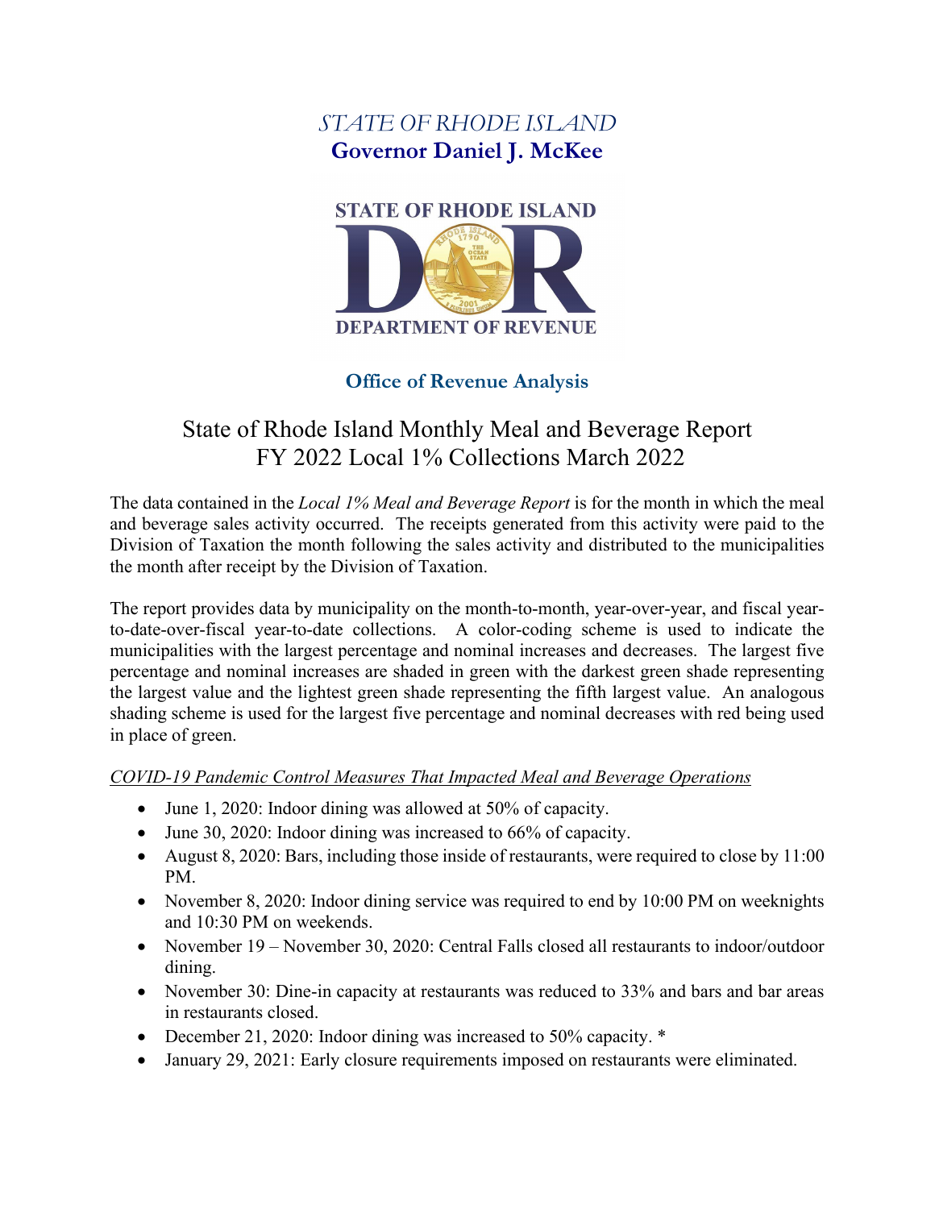*STATE OF RHODE ISLAND*
**Governor Daniel J. McKee**

STATE OF RHODE ISLAND
DEPARTMENT OF REVENUE

**Office of Revenue Analysis**

# State of Rhode Island Monthly Meal and Beverage Report
# FY 2022 Local 1% Collections March 2022

The data contained in the *Local 1% Meal and Beverage Report* is for the month in which the meal and beverage sales activity occurred. The receipts generated from this activity were paid to the Division of Taxation the month following the sales activity and distributed to the municipalities the month after receipt by the Division of Taxation.

The report provides data by municipality on the month-to-month, year-over-year, and fiscal year-to-date-over-fiscal year-to-date collections. A color-coding scheme is used to indicate the municipalities with the largest percentage and nominal increases and decreases. The largest five percentage and nominal increases are shaded in green with the darkest green shade representing the largest value and the lightest green shade representing the fifth largest value. An analogous shading scheme is used for the largest five percentage and nominal decreases with red being used in place of green.

*COVID-19 Pandemic Control Measures That Impacted Meal and Beverage Operations*

- June 1, 2020: Indoor dining was allowed at 50% of capacity.
- June 30, 2020: Indoor dining was increased to 66% of capacity.
- August 8, 2020: Bars, including those inside of restaurants, were required to close by 11:00 PM.
- November 8, 2020: Indoor dining service was required to end by 10:00 PM on weeknights and 10:30 PM on weekends.
- November 19 – November 30, 2020: Central Falls closed all restaurants to indoor/outdoor dining.
- November 30: Dine-in capacity at restaurants was reduced to 33% and bars and bar areas in restaurants closed.
- December 21, 2020: Indoor dining was increased to 50% capacity. *
- January 29, 2021: Early closure requirements imposed on restaurants were eliminated.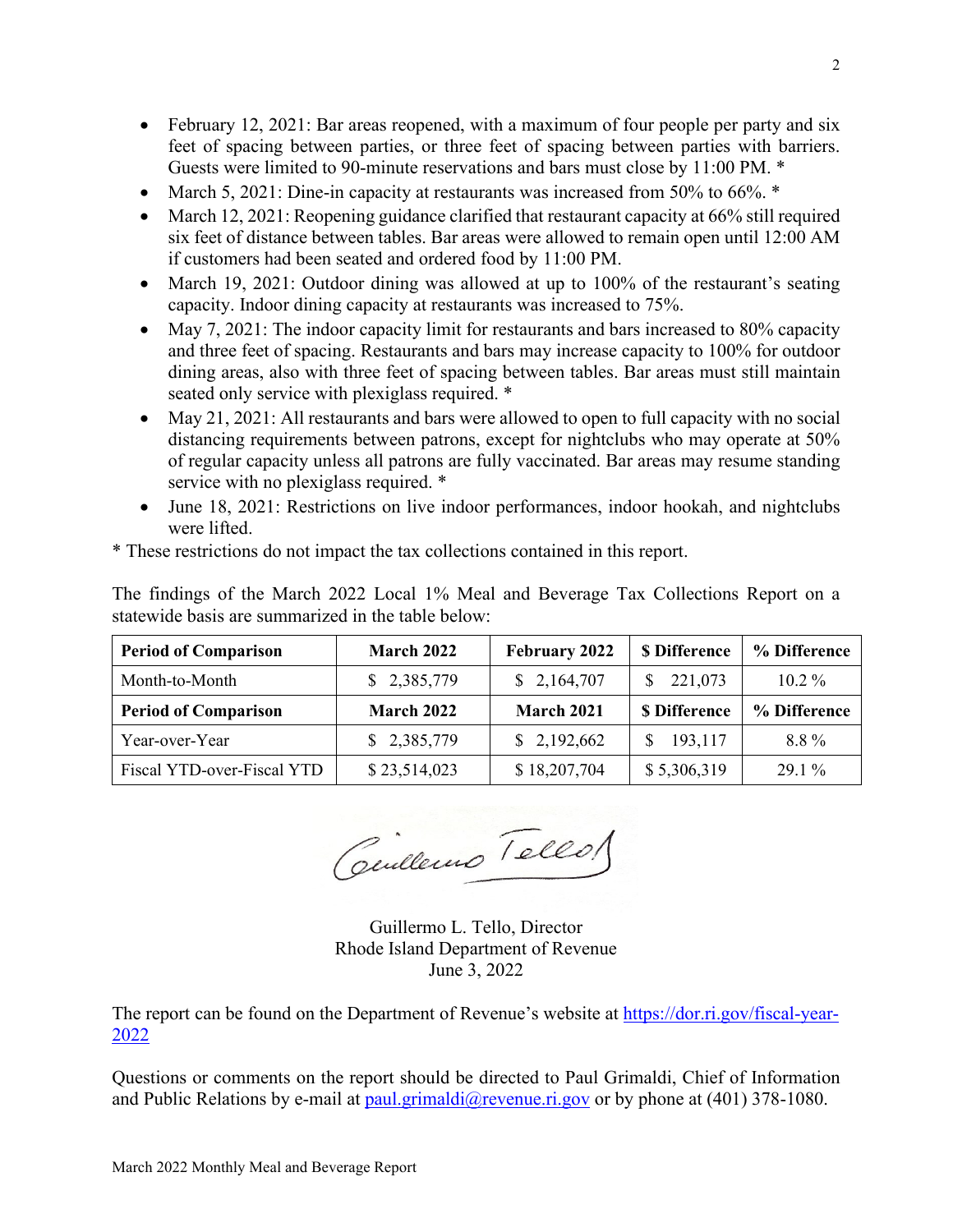- February 12, 2021: Bar areas reopened, with a maximum of four people per party and six feet of spacing between parties, or three feet of spacing between parties with barriers. Guests were limited to 90-minute reservations and bars must close by 11:00 PM. *
- March 5, 2021: Dine-in capacity at restaurants was increased from 50% to 66%. *
- March 12, 2021: Reopening guidance clarified that restaurant capacity at 66% still required six feet of distance between tables. Bar areas were allowed to remain open until 12:00 AM if customers had been seated and ordered food by 11:00 PM.
- March 19, 2021: Outdoor dining was allowed at up to 100% of the restaurant's seating capacity. Indoor dining capacity at restaurants was increased to 75%.
- May 7, 2021: The indoor capacity limit for restaurants and bars increased to 80% capacity and three feet of spacing. Restaurants and bars may increase capacity to 100% for outdoor dining areas, also with three feet of spacing between tables. Bar areas must still maintain seated only service with plexiglass required. *
- May 21, 2021: All restaurants and bars were allowed to open to full capacity with no social distancing requirements between patrons, except for nightclubs who may operate at 50% of regular capacity unless all patrons are fully vaccinated. Bar areas may resume standing service with no plexiglass required. *
- June 18, 2021: Restrictions on live indoor performances, indoor hookah, and nightclubs were lifted.

* These restrictions do not impact the tax collections contained in this report.

The findings of the March 2022 Local 1% Meal and Beverage Tax Collections Report on a statewide basis are summarized in the table below:

| **Period of Comparison** | **March 2022** | **February 2022** | **$ Difference** | **% Difference** |
|---|---|---|---|---|
| Month-to-Month | $ 2,385,779 | $ 2,164,707 | $ 221,073 | 10.2 % |
| **Period of Comparison** | **March 2022** | **March 2021** | **$ Difference** | **% Difference** |
| Year-over-Year | $ 2,385,779 | $ 2,192,662 | $ 193,117 | 8.8 % |
| Fiscal YTD-over-Fiscal YTD | $ 23,514,023 | $ 18,207,704 | $ 5,306,319 | 29.1 % |

Guillermo L. Tello, Director
Rhode Island Department of Revenue
June 3, 2022

The report can be found on the Department of Revenue's website at https://dor.ri.gov/fiscal-year-2022

Questions or comments on the report should be directed to Paul Grimaldi, Chief of Information and Public Relations by e-mail at paul.grimaldi@revenue.ri.gov or by phone at (401) 378-1080.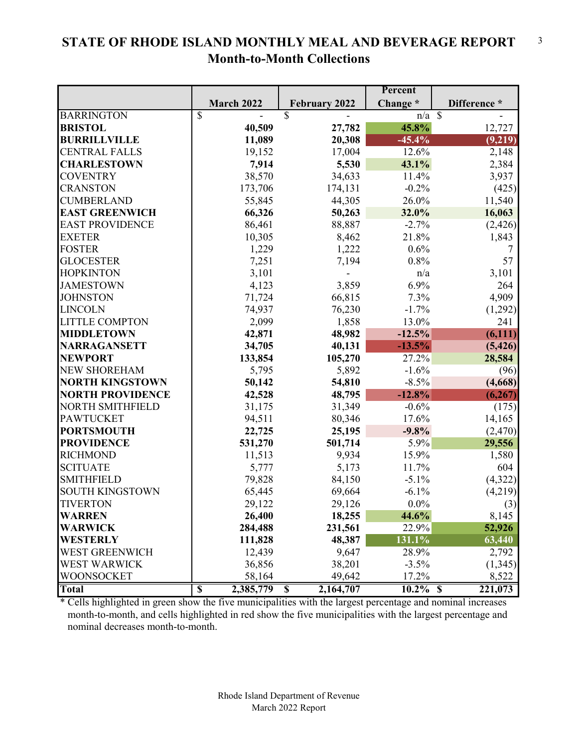# STATE OF RHODE ISLAND MONTHLY MEAL AND BEVERAGE REPORT
## Month-to-Month Collections

| | March 2022 | February 2022 | Percent Change * | Difference * |
|---|---|---|---|---|
| BARRINGTON | $ - | $ - | n/a | $ - |
| **BRISTOL** | **40,509** | **27,782** | **45.8%** | 12,727 |
| **BURRILLVILLE** | **11,089** | **20,308** | **-45.4%** | **(9,219)** |
| CENTRAL FALLS | 19,152 | 17,004 | 12.6% | 2,148 |
| **CHARLESTOWN** | **7,914** | **5,530** | **43.1%** | 2,384 |
| COVENTRY | 38,570 | 34,633 | 11.4% | 3,937 |
| CRANSTON | 173,706 | 174,131 | -0.2% | (425) |
| CUMBERLAND | 55,845 | 44,305 | 26.0% | 11,540 |
| **EAST GREENWICH** | **66,326** | **50,263** | **32.0%** | **16,063** |
| EAST PROVIDENCE | 86,461 | 88,887 | -2.7% | (2,426) |
| EXETER | 10,305 | 8,462 | 21.8% | 1,843 |
| FOSTER | 1,229 | 1,222 | 0.6% | 7 |
| GLOCESTER | 7,251 | 7,194 | 0.8% | 57 |
| HOPKINTON | 3,101 | - | n/a | 3,101 |
| JAMESTOWN | 4,123 | 3,859 | 6.9% | 264 |
| JOHNSTON | 71,724 | 66,815 | 7.3% | 4,909 |
| LINCOLN | 74,937 | 76,230 | -1.7% | (1,292) |
| LITTLE COMPTON | 2,099 | 1,858 | 13.0% | 241 |
| **MIDDLETOWN** | **42,871** | **48,982** | **-12.5%** | **(6,111)** |
| **NARRAGANSETT** | **34,705** | **40,131** | **-13.5%** | **(5,426)** |
| **NEWPORT** | **133,854** | **105,270** | 27.2% | **28,584** |
| NEW SHOREHAM | 5,795 | 5,892 | -1.6% | (96) |
| **NORTH KINGSTOWN** | **50,142** | **54,810** | -8.5% | **(4,668)** |
| **NORTH PROVIDENCE** | **42,528** | **48,795** | **-12.8%** | **(6,267)** |
| NORTH SMITHFIELD | 31,175 | 31,349 | -0.6% | (175) |
| PAWTUCKET | 94,511 | 80,346 | 17.6% | 14,165 |
| **PORTSMOUTH** | **22,725** | **25,195** | **-9.8%** | (2,470) |
| **PROVIDENCE** | **531,270** | **501,714** | 5.9% | **29,556** |
| RICHMOND | 11,513 | 9,934 | 15.9% | 1,580 |
| SCITUATE | 5,777 | 5,173 | 11.7% | 604 |
| SMITHFIELD | 79,828 | 84,150 | -5.1% | (4,322) |
| SOUTH KINGSTOWN | 65,445 | 69,664 | -6.1% | (4,219) |
| TIVERTON | 29,122 | 29,126 | 0.0% | (3) |
| **WARREN** | **26,400** | **18,255** | **44.6%** | 8,145 |
| **WARWICK** | **284,488** | **231,561** | 22.9% | **52,926** |
| **WESTERLY** | **111,828** | **48,387** | **131.1%** | **63,440** |
| WEST GREENWICH | 12,439 | 9,647 | 28.9% | 2,792 |
| WEST WARWICK | 36,856 | 38,201 | -3.5% | (1,345) |
| WOONSOCKET | 58,164 | 49,642 | 17.2% | 8,522 |
| **Total** | **$ 2,385,779** | **$ 2,164,707** | **10.2%** | **$ 221,073** |

* Cells highlighted in green show the five municipalities with the largest percentage and nominal increases month-to-month, and cells highlighted in red show the five municipalities with the largest percentage and nominal decreases month-to-month.

Rhode Island Department of Revenue
March 2022 Report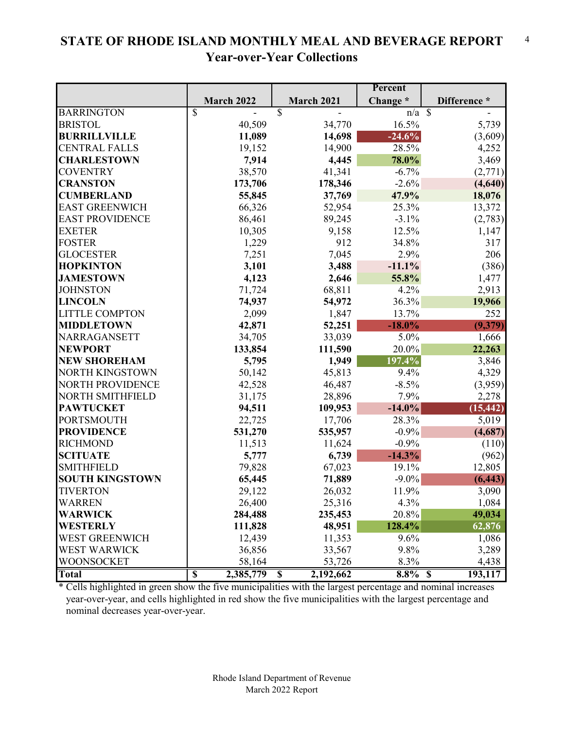# STATE OF RHODE ISLAND MONTHLY MEAL AND BEVERAGE REPORT

## Year-over-Year Collections

| | March 2022 | March 2021 | Percent Change * | Difference * |
|---|---|---|---|---|
| BARRINGTON | $ - | $ - | n/a | $ - |
| BRISTOL | 40,509 | 34,770 | 16.5% | 5,739 |
| **BURRILLVILLE** | **11,089** | **14,698** | **-24.6%** | (3,609) |
| CENTRAL FALLS | 19,152 | 14,900 | 28.5% | 4,252 |
| **CHARLESTOWN** | **7,914** | **4,445** | **78.0%** | 3,469 |
| COVENTRY | 38,570 | 41,341 | -6.7% | (2,771) |
| **CRANSTON** | **173,706** | **178,346** | -2.6% | **(4,640)** |
| **CUMBERLAND** | **55,845** | **37,769** | **47.9%** | **18,076** |
| EAST GREENWICH | 66,326 | 52,954 | 25.3% | 13,372 |
| EAST PROVIDENCE | 86,461 | 89,245 | -3.1% | (2,783) |
| EXETER | 10,305 | 9,158 | 12.5% | 1,147 |
| FOSTER | 1,229 | 912 | 34.8% | 317 |
| GLOCESTER | 7,251 | 7,045 | 2.9% | 206 |
| **HOPKINTON** | **3,101** | **3,488** | **-11.1%** | (386) |
| **JAMESTOWN** | **4,123** | **2,646** | **55.8%** | 1,477 |
| JOHNSTON | 71,724 | 68,811 | 4.2% | 2,913 |
| **LINCOLN** | **74,937** | **54,972** | 36.3% | **19,966** |
| LITTLE COMPTON | 2,099 | 1,847 | 13.7% | 252 |
| **MIDDLETOWN** | **42,871** | **52,251** | **-18.0%** | **(9,379)** |
| NARRAGANSETT | 34,705 | 33,039 | 5.0% | 1,666 |
| **NEWPORT** | **133,854** | **111,590** | 20.0% | **22,263** |
| **NEW SHOREHAM** | **5,795** | **1,949** | **197.4%** | 3,846 |
| NORTH KINGSTOWN | 50,142 | 45,813 | 9.4% | 4,329 |
| NORTH PROVIDENCE | 42,528 | 46,487 | -8.5% | (3,959) |
| NORTH SMITHFIELD | 31,175 | 28,896 | 7.9% | 2,278 |
| **PAWTUCKET** | **94,511** | **109,953** | **-14.0%** | **(15,442)** |
| PORTSMOUTH | 22,725 | 17,706 | 28.3% | 5,019 |
| **PROVIDENCE** | **531,270** | **535,957** | -0.9% | **(4,687)** |
| RICHMOND | 11,513 | 11,624 | -0.9% | (110) |
| **SCITUATE** | **5,777** | **6,739** | **-14.3%** | (962) |
| SMITHFIELD | 79,828 | 67,023 | 19.1% | 12,805 |
| **SOUTH KINGSTOWN** | **65,445** | **71,889** | -9.0% | **(6,443)** |
| TIVERTON | 29,122 | 26,032 | 11.9% | 3,090 |
| WARREN | 26,400 | 25,316 | 4.3% | 1,084 |
| **WARWICK** | **284,488** | **235,453** | 20.8% | **49,034** |
| **WESTERLY** | **111,828** | **48,951** | **128.4%** | **62,876** |
| WEST GREENWICH | 12,439 | 11,353 | 9.6% | 1,086 |
| WEST WARWICK | 36,856 | 33,567 | 9.8% | 3,289 |
| WOONSOCKET | 58,164 | 53,726 | 8.3% | 4,438 |
| **Total** | **$ 2,385,779** | **$ 2,192,662** | **8.8%** | **$ 193,117** |

* Cells highlighted in green show the five municipalities with the largest percentage and nominal increases year-over-year, and cells highlighted in red show the five municipalities with the largest percentage and nominal decreases year-over-year.

Rhode Island Department of Revenue
March 2022 Report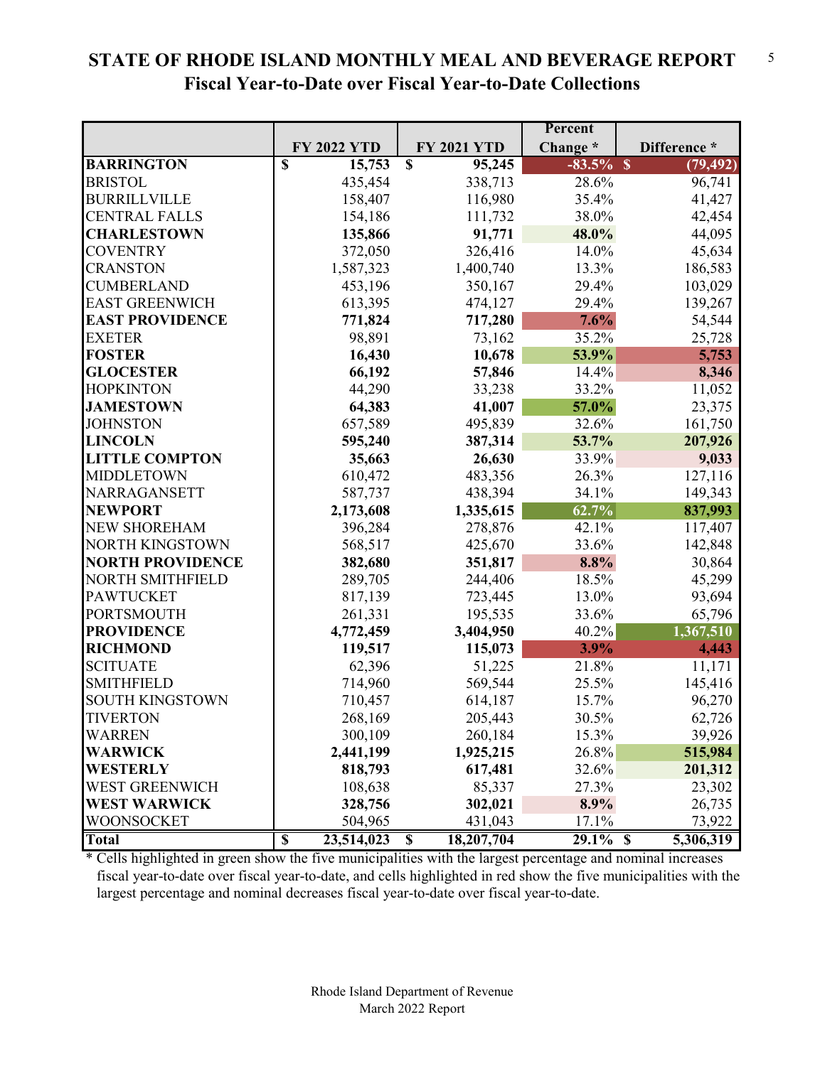# STATE OF RHODE ISLAND MONTHLY MEAL AND BEVERAGE REPORT
## Fiscal Year-to-Date over Fiscal Year-to-Date Collections

| | FY 2022 YTD | FY 2021 YTD | Percent Change * | Difference * |
|---|---|---|---|---|
| **BARRINGTON** | **$ 15,753** | **$ 95,245** | **-83.5%** | **$ (79,492)** |
| BRISTOL | 435,454 | 338,713 | 28.6% | 96,741 |
| BURRILLVILLE | 158,407 | 116,980 | 35.4% | 41,427 |
| CENTRAL FALLS | 154,186 | 111,732 | 38.0% | 42,454 |
| **CHARLESTOWN** | **135,866** | **91,771** | **48.0%** | **44,095** |
| COVENTRY | 372,050 | 326,416 | 14.0% | 45,634 |
| CRANSTON | 1,587,323 | 1,400,740 | 13.3% | 186,583 |
| CUMBERLAND | 453,196 | 350,167 | 29.4% | 103,029 |
| EAST GREENWICH | 613,395 | 474,127 | 29.4% | 139,267 |
| **EAST PROVIDENCE** | **771,824** | **717,280** | **7.6%** | **54,544** |
| EXETER | 98,891 | 73,162 | 35.2% | 25,728 |
| **FOSTER** | **16,430** | **10,678** | **53.9%** | **5,753** |
| **GLOCESTER** | **66,192** | **57,846** | **14.4%** | **8,346** |
| HOPKINTON | 44,290 | 33,238 | 33.2% | 11,052 |
| **JAMESTOWN** | **64,383** | **41,007** | **57.0%** | **23,375** |
| JOHNSTON | 657,589 | 495,839 | 32.6% | 161,750 |
| **LINCOLN** | **595,240** | **387,314** | **53.7%** | **207,926** |
| **LITTLE COMPTON** | **35,663** | **26,630** | **33.9%** | **9,033** |
| MIDDLETOWN | 610,472 | 483,356 | 26.3% | 127,116 |
| NARRAGANSETT | 587,737 | 438,394 | 34.1% | 149,343 |
| **NEWPORT** | **2,173,608** | **1,335,615** | **62.7%** | **837,993** |
| NEW SHOREHAM | 396,284 | 278,876 | 42.1% | 117,407 |
| NORTH KINGSTOWN | 568,517 | 425,670 | 33.6% | 142,848 |
| **NORTH PROVIDENCE** | **382,680** | **351,817** | **8.8%** | **30,864** |
| NORTH SMITHFIELD | 289,705 | 244,406 | 18.5% | 45,299 |
| PAWTUCKET | 817,139 | 723,445 | 13.0% | 93,694 |
| PORTSMOUTH | 261,331 | 195,535 | 33.6% | 65,796 |
| **PROVIDENCE** | **4,772,459** | **3,404,950** | **40.2%** | **1,367,510** |
| **RICHMOND** | **119,517** | **115,073** | **3.9%** | **4,443** |
| SCITUATE | 62,396 | 51,225 | 21.8% | 11,171 |
| SMITHFIELD | 714,960 | 569,544 | 25.5% | 145,416 |
| SOUTH KINGSTOWN | 710,457 | 614,187 | 15.7% | 96,270 |
| TIVERTON | 268,169 | 205,443 | 30.5% | 62,726 |
| WARREN | 300,109 | 260,184 | 15.3% | 39,926 |
| **WARWICK** | **2,441,199** | **1,925,215** | **26.8%** | **515,984** |
| **WESTERLY** | **818,793** | **617,481** | **32.6%** | **201,312** |
| WEST GREENWICH | 108,638 | 85,337 | 27.3% | 23,302 |
| **WEST WARWICK** | **328,756** | **302,021** | **8.9%** | **26,735** |
| WOONSOCKET | 504,965 | 431,043 | 17.1% | 73,922 |
| **Total** | **$ 23,514,023** | **$ 18,207,704** | **29.1%** | **$ 5,306,319** |

* Cells highlighted in green show the five municipalities with the largest percentage and nominal increases fiscal year-to-date over fiscal year-to-date, and cells highlighted in red show the five municipalities with the largest percentage and nominal decreases fiscal year-to-date over fiscal year-to-date.

Rhode Island Department of Revenue
March 2022 Report